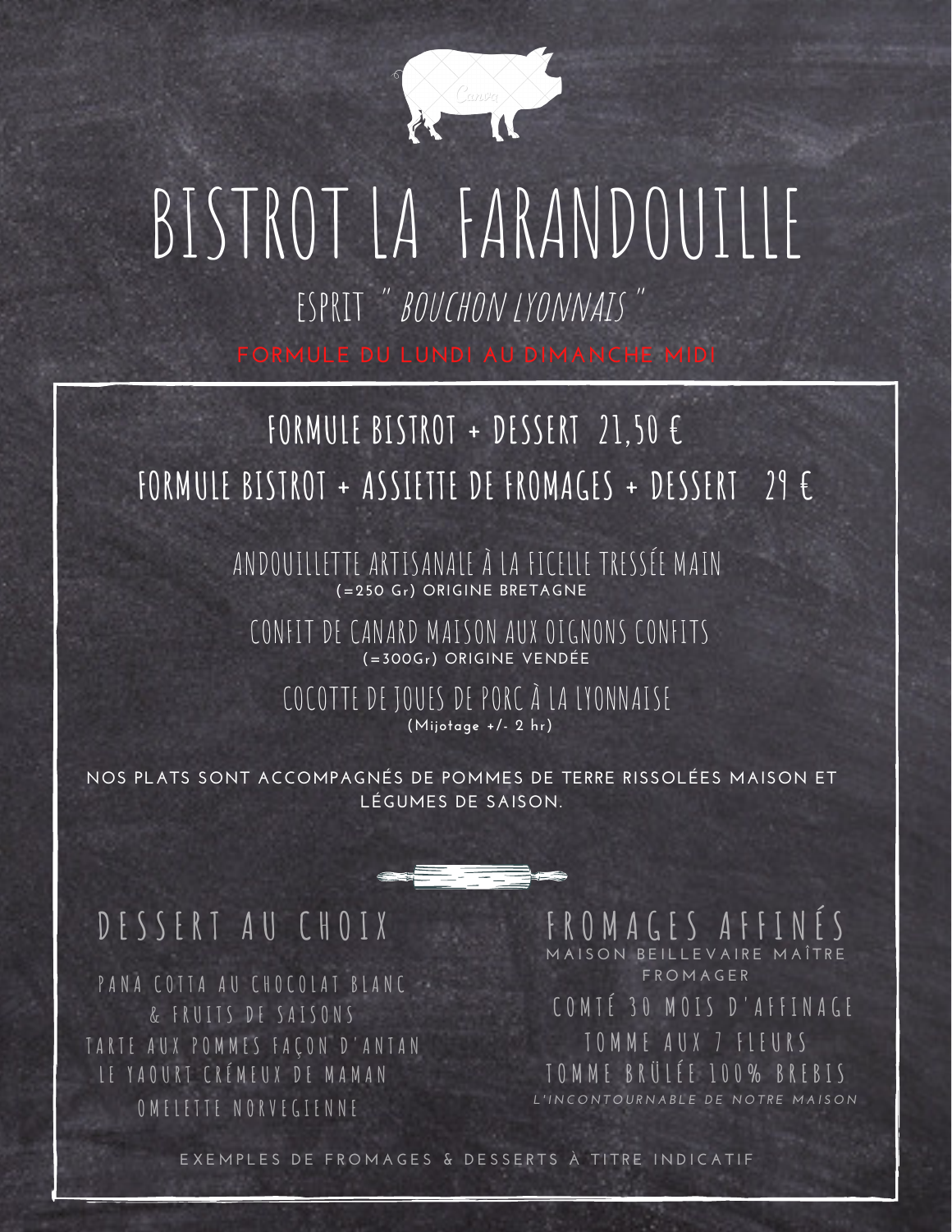# BISTROT LA FARANDOUILLE

ESPRIT *" BOUCHON LYONNAIS "*

FORMULE DU LUNDI AU DIMANCHE MIDI

## FORMULE BISTROT + DESSERT 21,50 €

## FORMULE BISTROT + ASSIETTE DE FROMAGES + DESSERT 29 €

ANDOUILLETTE ARTISANALE À LA FICELLE TRESSÉE MAIN
(=250 Gr) ORIGINE BRETAGNE

CONFIT DE CANARD MAISON AUX OIGNONS CONFITS
(=300Gr) ORIGINE VENDÉE

COCOTTE DE JOUES DE PORC À LA LYONNAISE
(Mijotage +/- 2 hr)

NOS PLATS SONT ACCOMPAGNÉS DE POMMES DE TERRE RISSOLÉES MAISON ET LÉGUMES DE SAISON.

## DESSERT AU CHOIX

PANA COTTA AU CHOCOLAT BLANC & FRUITS DE SAISONS

TARTE AUX POMMES FAÇON D'ANTAN

LE YAOURT CRÉMEUX DE MAMAN

OMELETTE NORVEGIENNE

## FROMAGES AFFINÉS

MAISON BEILLEVAIRE MAÎTRE FROMAGER

COMTÉ 30 MOIS D'AFFINAGE

TOMME AUX 7 FLEURS

TOMME BRÛLÉE 100% BREBIS

*L'INCONTOURNABLE DE NOTRE MAISON*

EXEMPLES DE FROMAGES & DESSERTS À TITRE INDICATIF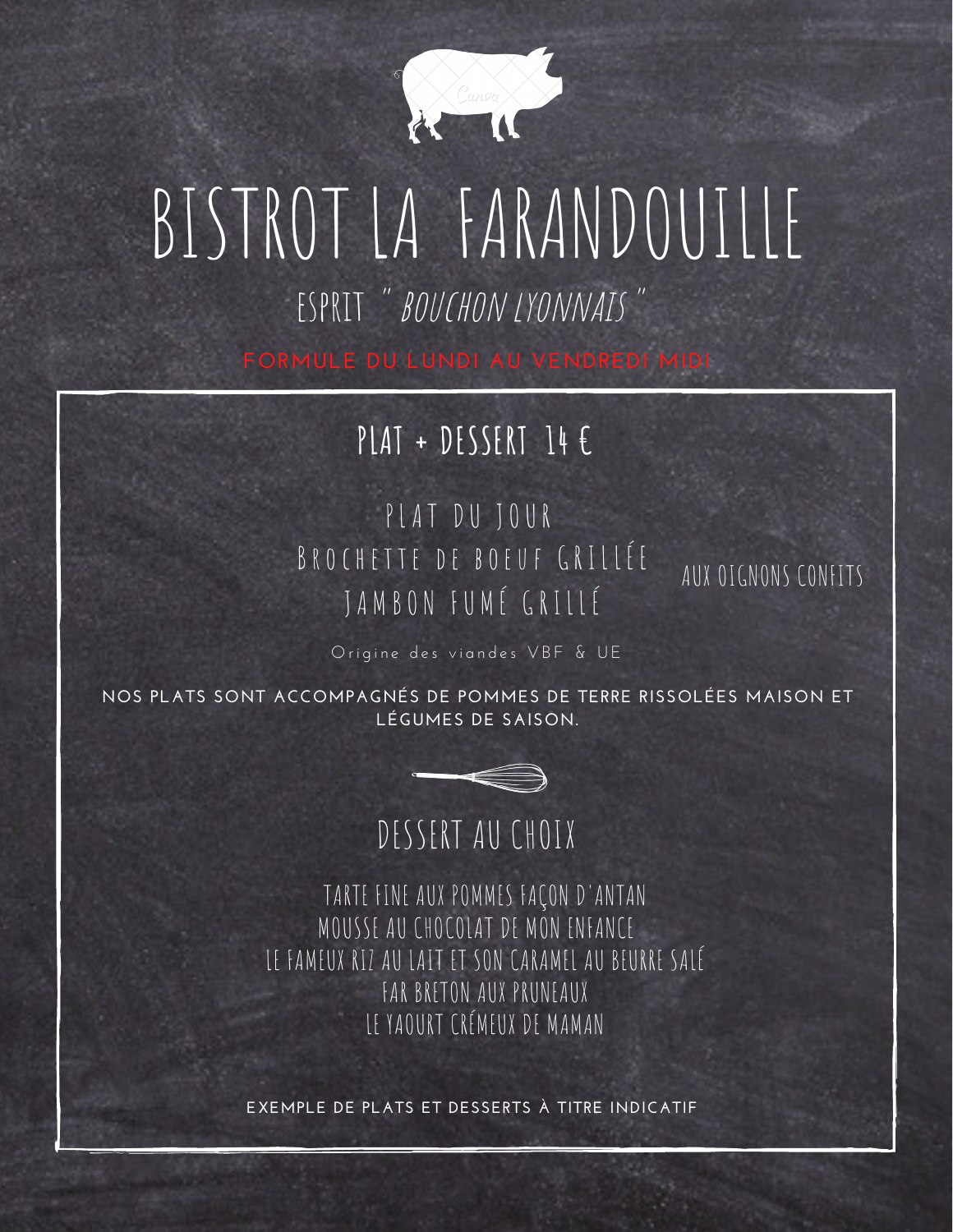# BISTROT LA FARANDOUILLE

## ESPRIT " *BOUCHON LYONNAIS* "

FORMULE DU LUNDI AU VENDREDI MIDI

## PLAT + DESSERT 14 €

PLAT DU JOUR

BROCHETTE DE BOEUF GRILLÉE

JAMBON FUMÉ GRILLÉ AUX OIGNONS CONFITS

Origine des viandes VBF & UE

NOS PLATS SONT ACCOMPAGNÉS DE POMMES DE TERRE RISSOLÉES MAISON ET LÉGUMES DE SAISON.

## DESSERT AU CHOIX

TARTE FINE AUX POMMES FAÇON D'ANTAN

MOUSSE AU CHOCOLAT DE MON ENFANCE

LE FAMEUX RIZ AU LAIT ET SON CARAMEL AU BEURRE SALÉ

FAR BRETON AUX PRUNEAUX

LE YAOURT CRÉMEUX DE MAMAN

EXEMPLE DE PLATS ET DESSERTS À TITRE INDICATIF